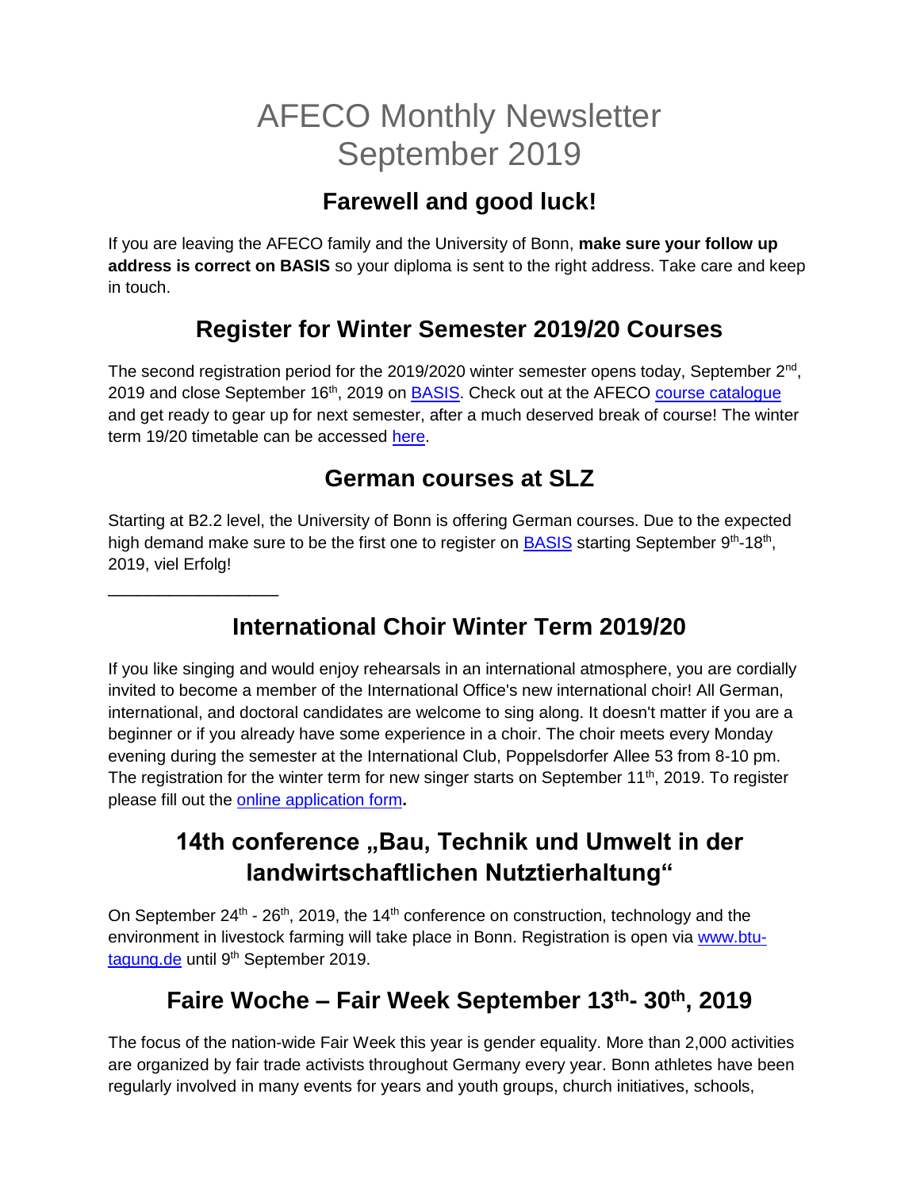# AFECO Monthly Newsletter
# September 2019

## Farewell and good luck!

If you are leaving the AFECO family and the University of Bonn, **make sure your follow up address is correct on BASIS** so your diploma is sent to the right address. Take care and keep in touch.

## Register for Winter Semester 2019/20 Courses

The second registration period for the 2019/2020 winter semester opens today, September 2nd, 2019 and close September 16th, 2019 on BASIS. Check out at the AFECO course catalogue and get ready to gear up for next semester, after a much deserved break of course! The winter term 19/20 timetable can be accessed here.

## German courses at SLZ

Starting at B2.2 level, the University of Bonn is offering German courses. Due to the expected high demand make sure to be the first one to register on BASIS starting September 9th-18th, 2019, viel Erfolg!

___________________

## International Choir Winter Term 2019/20

If you like singing and would enjoy rehearsals in an international atmosphere, you are cordially invited to become a member of the International Office's new international choir! All German, international, and doctoral candidates are welcome to sing along. It doesn't matter if you are a beginner or if you already have some experience in a choir. The choir meets every Monday evening during the semester at the International Club, Poppelsdorfer Allee 53 from 8-10 pm. The registration for the winter term for new singer starts on September 11th, 2019. To register please fill out the online application form**.**

## 14th conference „Bau, Technik und Umwelt in der landwirtschaftlichen Nutztierhaltung“

On September 24th - 26th, 2019, the 14th conference on construction, technology and the environment in livestock farming will take place in Bonn. Registration is open via www.btu-tagung.de until 9th September 2019.

## Faire Woche – Fair Week September 13th- 30th, 2019

The focus of the nation-wide Fair Week this year is gender equality. More than 2,000 activities are organized by fair trade activists throughout Germany every year. Bonn athletes have been regularly involved in many events for years and youth groups, church initiatives, schools,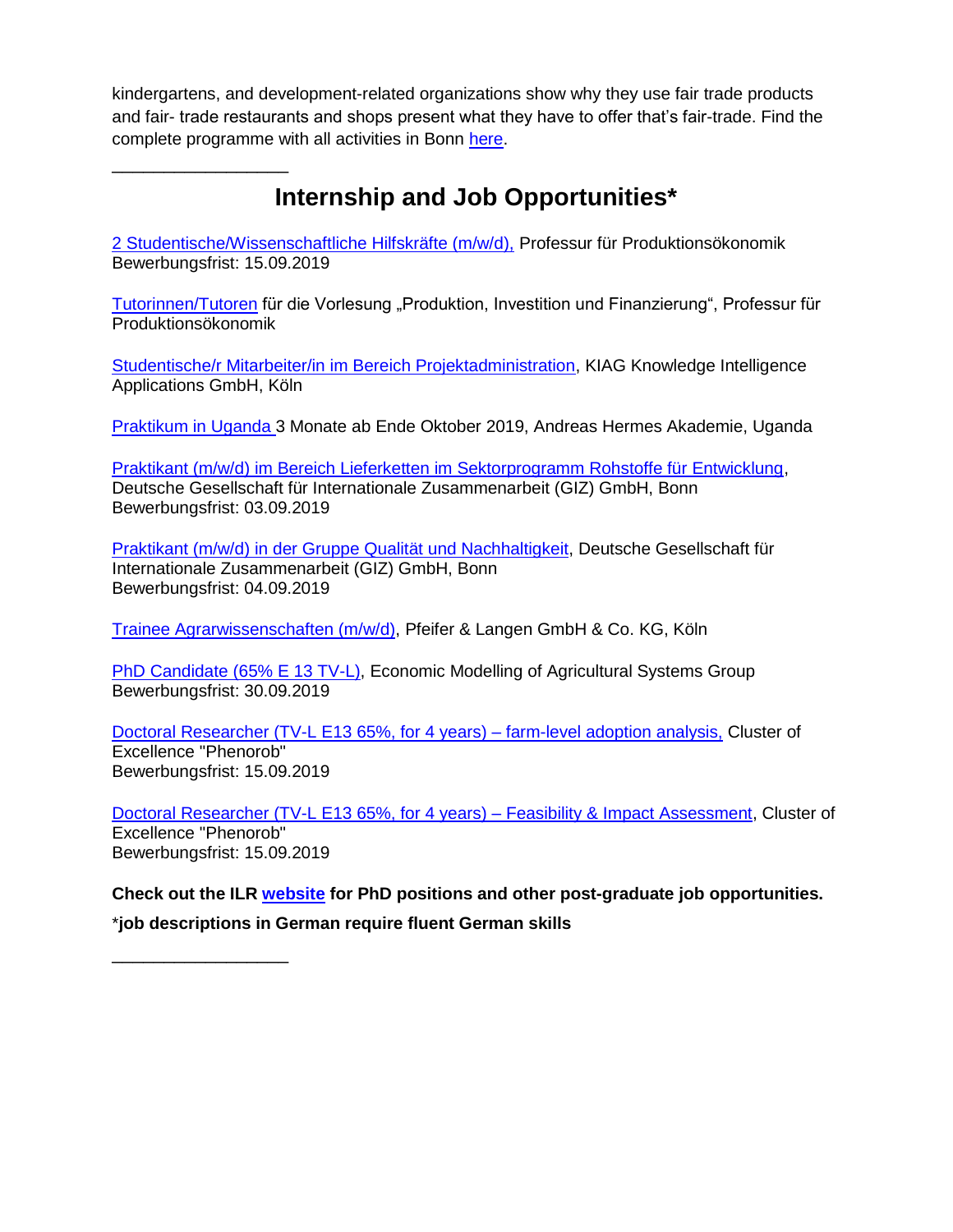kindergartens, and development-related organizations show why they use fair trade products and fair- trade restaurants and shops present what they have to offer that's fair-trade. Find the complete programme with all activities in Bonn here.

___________________

## Internship and Job Opportunities*

2 Studentische/Wissenschaftliche Hilfskräfte (m/w/d), Professur für Produktionsökonomik
Bewerbungsfrist: 15.09.2019

Tutorinnen/Tutoren für die Vorlesung „Produktion, Investition und Finanzierung", Professur für Produktionsökonomik

Studentische/r Mitarbeiter/in im Bereich Projektadministration, KIAG Knowledge Intelligence Applications GmbH, Köln

Praktikum in Uganda 3 Monate ab Ende Oktober 2019, Andreas Hermes Akademie, Uganda

Praktikant (m/w/d) im Bereich Lieferketten im Sektorprogramm Rohstoffe für Entwicklung, Deutsche Gesellschaft für Internationale Zusammenarbeit (GIZ) GmbH, Bonn
Bewerbungsfrist: 03.09.2019

Praktikant (m/w/d) in der Gruppe Qualität und Nachhaltigkeit, Deutsche Gesellschaft für Internationale Zusammenarbeit (GIZ) GmbH, Bonn
Bewerbungsfrist: 04.09.2019

Trainee Agrarwissenschaften (m/w/d), Pfeifer & Langen GmbH & Co. KG, Köln

PhD Candidate (65% E 13 TV-L), Economic Modelling of Agricultural Systems Group
Bewerbungsfrist: 30.09.2019

Doctoral Researcher (TV-L E13 65%, for 4 years) – farm-level adoption analysis, Cluster of Excellence "Phenorob"
Bewerbungsfrist: 15.09.2019

Doctoral Researcher (TV-L E13 65%, for 4 years) – Feasibility & Impact Assessment, Cluster of Excellence "Phenorob"
Bewerbungsfrist: 15.09.2019

**Check out the ILR website for PhD positions and other post-graduate job opportunities.**

***job descriptions in German require fluent German skills**

___________________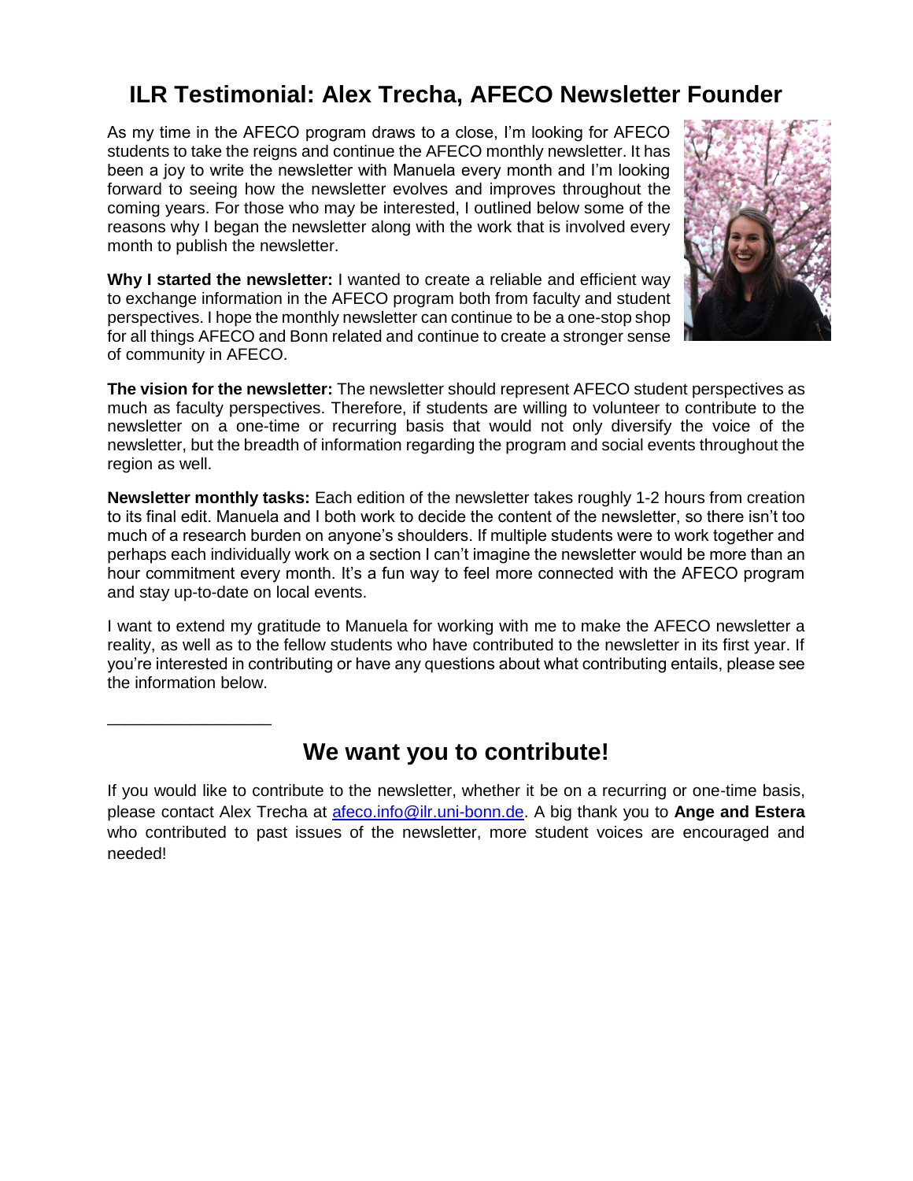# ILR Testimonial: Alex Trecha, AFECO Newsletter Founder

As my time in the AFECO program draws to a close, I'm looking for AFECO students to take the reigns and continue the AFECO monthly newsletter. It has been a joy to write the newsletter with Manuela every month and I'm looking forward to seeing how the newsletter evolves and improves throughout the coming years. For those who may be interested, I outlined below some of the reasons why I began the newsletter along with the work that is involved every month to publish the newsletter.

**Why I started the newsletter:** I wanted to create a reliable and efficient way to exchange information in the AFECO program both from faculty and student perspectives. I hope the monthly newsletter can continue to be a one-stop shop for all things AFECO and Bonn related and continue to create a stronger sense of community in AFECO.

**The vision for the newsletter:** The newsletter should represent AFECO student perspectives as much as faculty perspectives. Therefore, if students are willing to volunteer to contribute to the newsletter on a one-time or recurring basis that would not only diversify the voice of the newsletter, but the breadth of information regarding the program and social events throughout the region as well.

**Newsletter monthly tasks:** Each edition of the newsletter takes roughly 1-2 hours from creation to its final edit. Manuela and I both work to decide the content of the newsletter, so there isn't too much of a research burden on anyone's shoulders. If multiple students were to work together and perhaps each individually work on a section I can't imagine the newsletter would be more than an hour commitment every month. It's a fun way to feel more connected with the AFECO program and stay up-to-date on local events.

I want to extend my gratitude to Manuela for working with me to make the AFECO newsletter a reality, as well as to the fellow students who have contributed to the newsletter in its first year. If you're interested in contributing or have any questions about what contributing entails, please see the information below.

---

## We want you to contribute!

If you would like to contribute to the newsletter, whether it be on a recurring or one-time basis, please contact Alex Trecha at afeco.info@ilr.uni-bonn.de. A big thank you to **Ange and Estera** who contributed to past issues of the newsletter, more student voices are encouraged and needed!